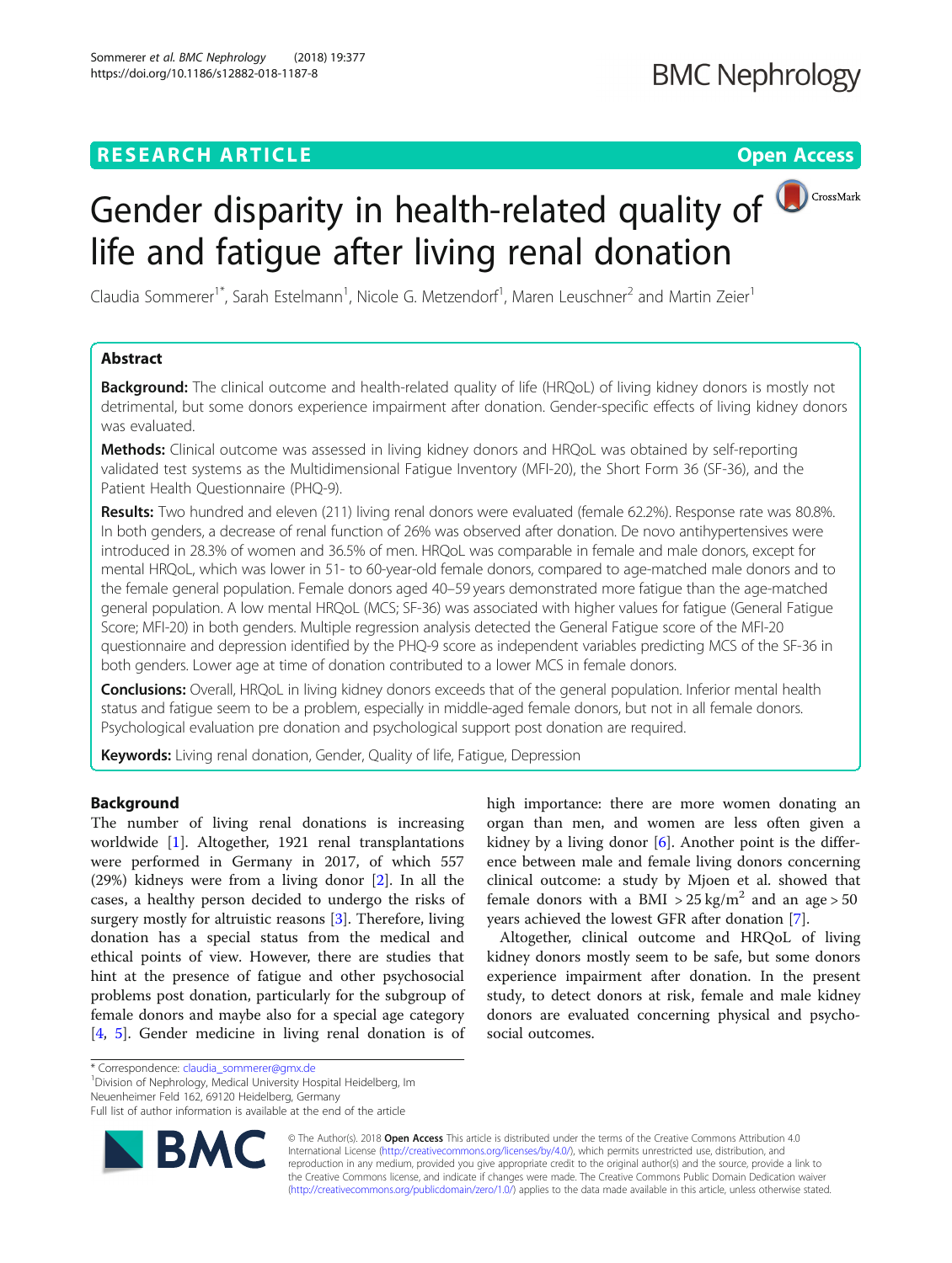# Gender disparity in health-related quality of life and fatigue after living renal donation

Claudia Sommerer[1*], Sarah Estelmann[1], Nicole G. Metzendorf[1], Maren Leuschner[2] and Martin Zeier[1]

## Abstract

**Background:** The clinical outcome and health-related quality of life (HRQoL) of living kidney donors is mostly not detrimental, but some donors experience impairment after donation. Gender-specific effects of living kidney donors was evaluated.

**Methods:** Clinical outcome was assessed in living kidney donors and HRQoL was obtained by self-reporting validated test systems as the Multidimensional Fatigue Inventory (MFI-20), the Short Form 36 (SF-36), and the Patient Health Questionnaire (PHQ-9).

**Results:** Two hundred and eleven (211) living renal donors were evaluated (female 62.2%). Response rate was 80.8%. In both genders, a decrease of renal function of 26% was observed after donation. De novo antihypertensives were introduced in 28.3% of women and 36.5% of men. HRQoL was comparable in female and male donors, except for mental HRQoL, which was lower in 51- to 60-year-old female donors, compared to age-matched male donors and to the female general population. Female donors aged 40–59 years demonstrated more fatigue than the age-matched general population. A low mental HRQoL (MCS; SF-36) was associated with higher values for fatigue (General Fatigue Score; MFI-20) in both genders. Multiple regression analysis detected the General Fatigue score of the MFI-20 questionnaire and depression identified by the PHQ-9 score as independent variables predicting MCS of the SF-36 in both genders. Lower age at time of donation contributed to a lower MCS in female donors.

**Conclusions:** Overall, HRQoL in living kidney donors exceeds that of the general population. Inferior mental health status and fatigue seem to be a problem, especially in middle-aged female donors, but not in all female donors. Psychological evaluation pre donation and psychological support post donation are required.

**Keywords:** Living renal donation, Gender, Quality of life, Fatigue, Depression

## Background

The number of living renal donations is increasing worldwide [1]. Altogether, 1921 renal transplantations were performed in Germany in 2017, of which 557 (29%) kidneys were from a living donor [2]. In all the cases, a healthy person decided to undergo the risks of surgery mostly for altruistic reasons [3]. Therefore, living donation has a special status from the medical and ethical points of view. However, there are studies that hint at the presence of fatigue and other psychosocial problems post donation, particularly for the subgroup of female donors and maybe also for a special age category [4, 5]. Gender medicine in living renal donation is of high importance: there are more women donating an organ than men, and women are less often given a kidney by a living donor [6]. Another point is the difference between male and female living donors concerning clinical outcome: a study by Mjoen et al. showed that female donors with a BMI $> 25\ kg/m^2$ and an age > 50 years achieved the lowest GFR after donation [7].

Altogether, clinical outcome and HRQoL of living kidney donors mostly seem to be safe, but some donors experience impairment after donation. In the present study, to detect donors at risk, female and male kidney donors are evaluated concerning physical and psychosocial outcomes.

\* Correspondence: claudia_sommerer@gmx.de
[1]Division of Nephrology, Medical University Hospital Heidelberg, Im Neuenheimer Feld 162, 69120 Heidelberg, Germany
Full list of author information is available at the end of the article

© The Author(s). 2018 **Open Access** This article is distributed under the terms of the Creative Commons Attribution 4.0 International License (http://creativecommons.org/licenses/by/4.0/), which permits unrestricted use, distribution, and reproduction in any medium, provided you give appropriate credit to the original author(s) and the source, provide a link to the Creative Commons license, and indicate if changes were made. The Creative Commons Public Domain Dedication waiver (http://creativecommons.org/publicdomain/zero/1.0/) applies to the data made available in this article, unless otherwise stated.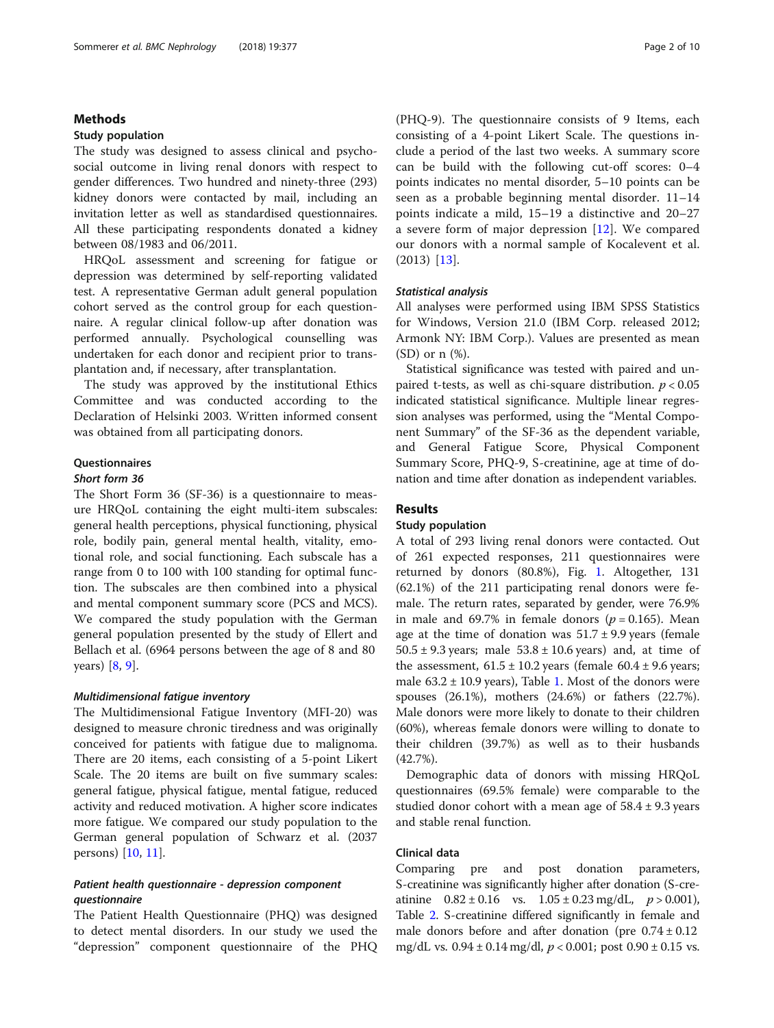## Methods

### Study population

The study was designed to assess clinical and psychosocial outcome in living renal donors with respect to gender differences. Two hundred and ninety-three (293) kidney donors were contacted by mail, including an invitation letter as well as standardised questionnaires. All these participating respondents donated a kidney between 08/1983 and 06/2011.

HRQoL assessment and screening for fatigue or depression was determined by self-reporting validated test. A representative German adult general population cohort served as the control group for each questionnaire. A regular clinical follow-up after donation was performed annually. Psychological counselling was undertaken for each donor and recipient prior to transplantation and, if necessary, after transplantation.

The study was approved by the institutional Ethics Committee and was conducted according to the Declaration of Helsinki 2003. Written informed consent was obtained from all participating donors.

### Questionnaires

#### *Short form 36*

The Short Form 36 (SF-36) is a questionnaire to measure HRQoL containing the eight multi-item subscales: general health perceptions, physical functioning, physical role, bodily pain, general mental health, vitality, emotional role, and social functioning. Each subscale has a range from 0 to 100 with 100 standing for optimal function. The subscales are then combined into a physical and mental component summary score (PCS and MCS). We compared the study population with the German general population presented by the study of Ellert and Bellach et al. (6964 persons between the age of 8 and 80 years) [8, 9].

#### *Multidimensional fatigue inventory*

The Multidimensional Fatigue Inventory (MFI-20) was designed to measure chronic tiredness and was originally conceived for patients with fatigue due to malignoma. There are 20 items, each consisting of a 5-point Likert Scale. The 20 items are built on five summary scales: general fatigue, physical fatigue, mental fatigue, reduced activity and reduced motivation. A higher score indicates more fatigue. We compared our study population to the German general population of Schwarz et al. (2037 persons) [10, 11].

#### *Patient health questionnaire - depression component questionnaire*

The Patient Health Questionnaire (PHQ) was designed to detect mental disorders. In our study we used the "depression" component questionnaire of the PHQ (PHQ-9). The questionnaire consists of 9 Items, each consisting of a 4-point Likert Scale. The questions include a period of the last two weeks. A summary score can be build with the following cut-off scores: 0–4 points indicates no mental disorder, 5–10 points can be seen as a probable beginning mental disorder. 11–14 points indicate a mild, 15–19 a distinctive and 20–27 a severe form of major depression [12]. We compared our donors with a normal sample of Kocalevent et al. (2013) [13].

#### *Statistical analysis*

All analyses were performed using IBM SPSS Statistics for Windows, Version 21.0 (IBM Corp. released 2012; Armonk NY: IBM Corp.). Values are presented as mean (SD) or n (%).

Statistical significance was tested with paired and unpaired t-tests, as well as chi-square distribution. $p < 0.05$ indicated statistical significance. Multiple linear regression analyses was performed, using the "Mental Component Summary" of the SF-36 as the dependent variable, and General Fatigue Score, Physical Component Summary Score, PHQ-9, S-creatinine, age at time of donation and time after donation as independent variables.

## Results

### Study population

A total of 293 living renal donors were contacted. Out of 261 expected responses, 211 questionnaires were returned by donors (80.8%), Fig. 1. Altogether, 131 (62.1%) of the 211 participating renal donors were female. The return rates, separated by gender, were 76.9% in male and 69.7% in female donors ($p = 0.165$). Mean age at the time of donation was 51.7 ± 9.9 years (female 50.5 ± 9.3 years; male 53.8 ± 10.6 years) and, at time of the assessment, 61.5 ± 10.2 years (female 60.4 ± 9.6 years; male 63.2 ± 10.9 years), Table 1. Most of the donors were spouses (26.1%), mothers (24.6%) or fathers (22.7%). Male donors were more likely to donate to their children (60%), whereas female donors were willing to donate to their children (39.7%) as well as to their husbands (42.7%).

Demographic data of donors with missing HRQoL questionnaires (69.5% female) were comparable to the studied donor cohort with a mean age of 58.4 ± 9.3 years and stable renal function.

### Clinical data

Comparing pre and post donation parameters, S-creatinine was significantly higher after donation (S-creatinine 0.82 ± 0.16 vs. 1.05 ± 0.23 mg/dL, $p > 0.001$), Table 2. S-creatinine differed significantly in female and male donors before and after donation (pre 0.74 ± 0.12 mg/dL vs. 0.94 ± 0.14 mg/dl, $p < 0.001$; post 0.90 ± 0.15 vs.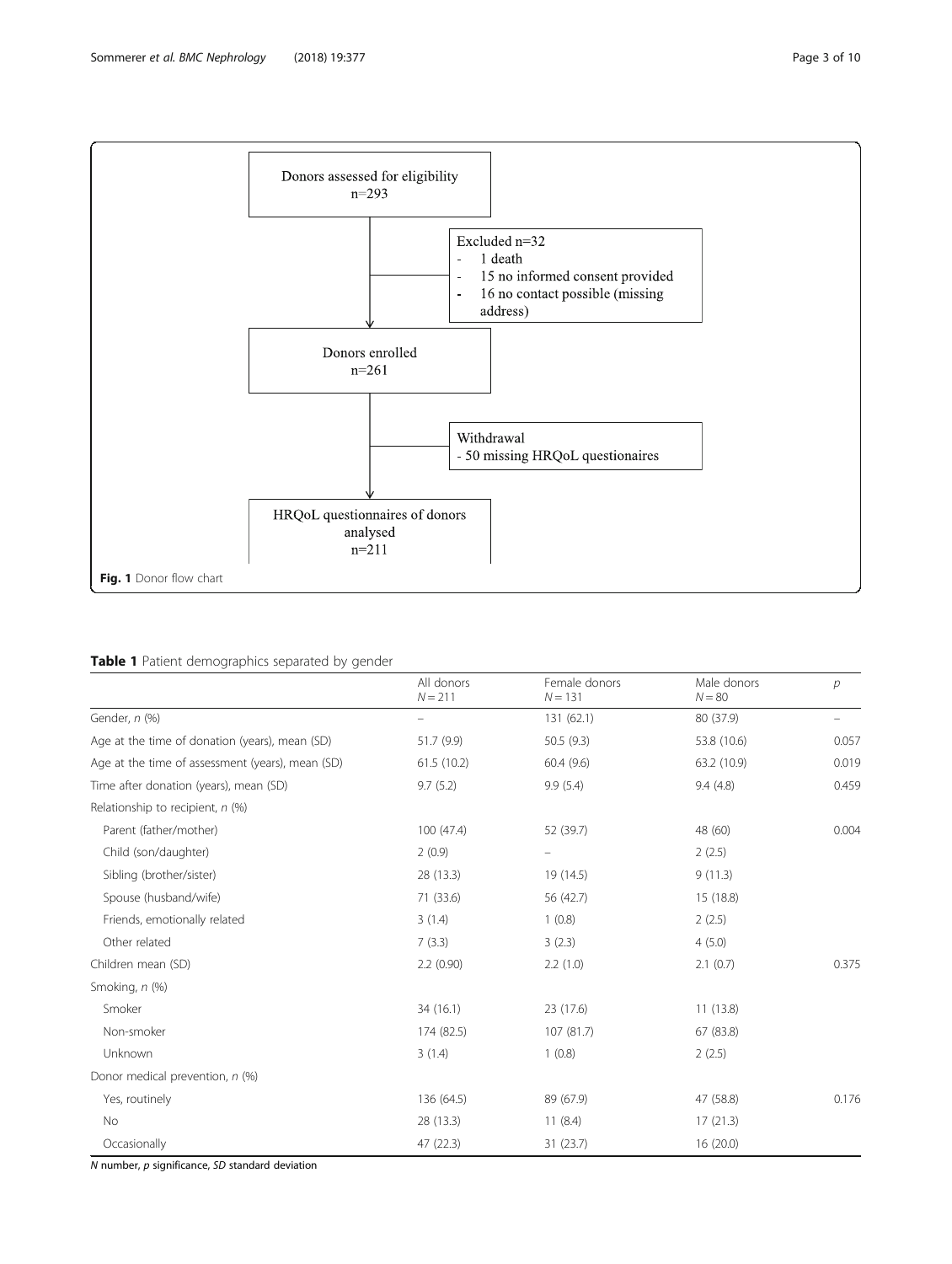Donors assessed for eligibility
n=293

Excluded n=32
- 1 death
- 15 no informed consent provided
- 16 no contact possible (missing address)

Donors enrolled
n=261

Withdrawal
- 50 missing HRQoL questionaires

HRQoL questionnaires of donors analysed
n=211

**Fig. 1** Donor flow chart

**Table 1** Patient demographics separated by gender

| | All donors $N = 211$ | Female donors $N = 131$ | Male donors $N = 80$ | *p* |
|---|---|---|---|---|
| Gender, *n* (%) | – | 131 (62.1) | 80 (37.9) | – |
| Age at the time of donation (years), mean (SD) | 51.7 (9.9) | 50.5 (9.3) | 53.8 (10.6) | 0.057 |
| Age at the time of assessment (years), mean (SD) | 61.5 (10.2) | 60.4 (9.6) | 63.2 (10.9) | 0.019 |
| Time after donation (years), mean (SD) | 9.7 (5.2) | 9.9 (5.4) | 9.4 (4.8) | 0.459 |
| Relationship to recipient, *n* (%) | | | | |
| Parent (father/mother) | 100 (47.4) | 52 (39.7) | 48 (60) | 0.004 |
| Child (son/daughter) | 2 (0.9) | – | 2 (2.5) | |
| Sibling (brother/sister) | 28 (13.3) | 19 (14.5) | 9 (11.3) | |
| Spouse (husband/wife) | 71 (33.6) | 56 (42.7) | 15 (18.8) | |
| Friends, emotionally related | 3 (1.4) | 1 (0.8) | 2 (2.5) | |
| Other related | 7 (3.3) | 3 (2.3) | 4 (5.0) | |
| Children mean (SD) | 2.2 (0.90) | 2.2 (1.0) | 2.1 (0.7) | 0.375 |
| Smoking, *n* (%) | | | | |
| Smoker | 34 (16.1) | 23 (17.6) | 11 (13.8) | |
| Non-smoker | 174 (82.5) | 107 (81.7) | 67 (83.8) | |
| Unknown | 3 (1.4) | 1 (0.8) | 2 (2.5) | |
| Donor medical prevention, *n* (%) | | | | |
| Yes, routinely | 136 (64.5) | 89 (67.9) | 47 (58.8) | 0.176 |
| No | 28 (13.3) | 11 (8.4) | 17 (21.3) | |
| Occasionally | 47 (22.3) | 31 (23.7) | 16 (20.0) | |

*N* number, *p* significance, *SD* standard deviation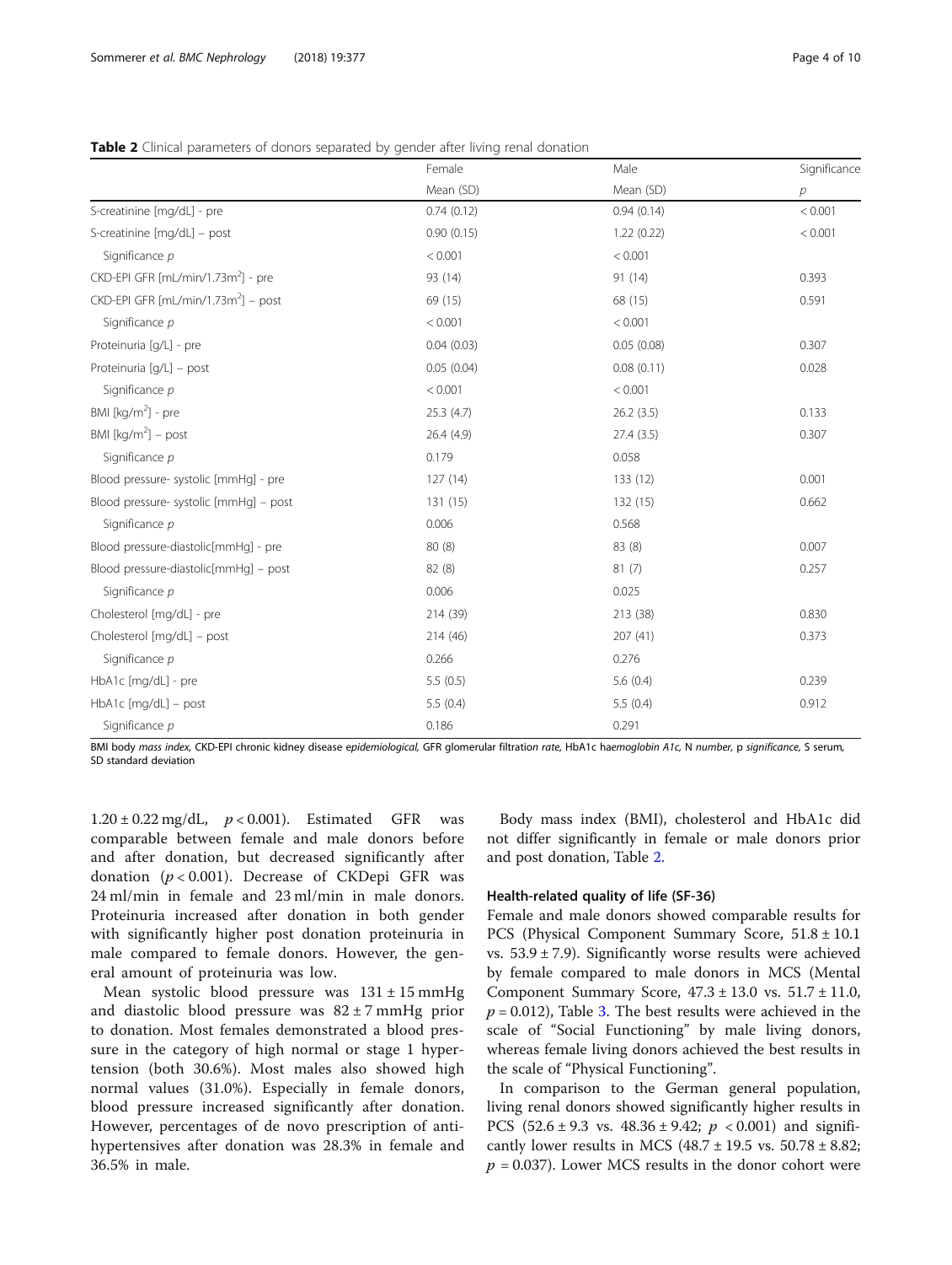**Table 2** Clinical parameters of donors separated by gender after living renal donation

| | Female | Male | Significance |
|---|---|---|---|
| | Mean (SD) | Mean (SD) | $p$ |
| S-creatinine [mg/dL] - pre | 0.74 (0.12) | 0.94 (0.14) | < 0.001 |
| S-creatinine [mg/dL] – post | 0.90 (0.15) | 1.22 (0.22) | < 0.001 |
| Significance $p$ | < 0.001 | < 0.001 | |
| CKD-EPI GFR [mL/min/1.73m$^2$] - pre | 93 (14) | 91 (14) | 0.393 |
| CKD-EPI GFR [mL/min/1.73m$^2$] – post | 69 (15) | 68 (15) | 0.591 |
| Significance $p$ | < 0.001 | < 0.001 | |
| Proteinuria [g/L] - pre | 0.04 (0.03) | 0.05 (0.08) | 0.307 |
| Proteinuria [g/L] – post | 0.05 (0.04) | 0.08 (0.11) | 0.028 |
| Significance $p$ | < 0.001 | < 0.001 | |
| BMI [kg/m$^2$] - pre | 25.3 (4.7) | 26.2 (3.5) | 0.133 |
| BMI [kg/m$^2$] – post | 26.4 (4.9) | 27.4 (3.5) | 0.307 |
| Significance $p$ | 0.179 | 0.058 | |
| Blood pressure- systolic [mmHg] - pre | 127 (14) | 133 (12) | 0.001 |
| Blood pressure- systolic [mmHg] – post | 131 (15) | 132 (15) | 0.662 |
| Significance $p$ | 0.006 | 0.568 | |
| Blood pressure-diastolic[mmHg] - pre | 80 (8) | 83 (8) | 0.007 |
| Blood pressure-diastolic[mmHg] – post | 82 (8) | 81 (7) | 0.257 |
| Significance $p$ | 0.006 | 0.025 | |
| Cholesterol [mg/dL] - pre | 214 (39) | 213 (38) | 0.830 |
| Cholesterol [mg/dL] – post | 214 (46) | 207 (41) | 0.373 |
| Significance $p$ | 0.266 | 0.276 | |
| HbA1c [mg/dL] - pre | 5.5 (0.5) | 5.6 (0.4) | 0.239 |
| HbA1c [mg/dL] – post | 5.5 (0.4) | 5.5 (0.4) | 0.912 |
| Significance $p$ | 0.186 | 0.291 | |

BMI *body mass index*, CKD-EPI chronic kidney disease *epidemiological*, GFR glomerular filtration *rate*, HbA1c h*aemoglobin A1c*, N *number*, p *significance*, S serum, SD standard deviation

1.20 ± 0.22 mg/dL, $p < 0.001$). Estimated GFR was comparable between female and male donors before and after donation, but decreased significantly after donation ($p < 0.001$). Decrease of CKDepi GFR was 24 ml/min in female and 23 ml/min in male donors. Proteinuria increased after donation in both gender with significantly higher post donation proteinuria in male compared to female donors. However, the general amount of proteinuria was low.

Mean systolic blood pressure was 131 ± 15 mmHg and diastolic blood pressure was 82 ± 7 mmHg prior to donation. Most females demonstrated a blood pressure in the category of high normal or stage 1 hypertension (both 30.6%). Most males also showed high normal values (31.0%). Especially in female donors, blood pressure increased significantly after donation. However, percentages of de novo prescription of antihypertensives after donation was 28.3% in female and 36.5% in male.

Body mass index (BMI), cholesterol and HbA1c did not differ significantly in female or male donors prior and post donation, Table 2.

### Health-related quality of life (SF-36)

Female and male donors showed comparable results for PCS (Physical Component Summary Score, 51.8 ± 10.1 vs. 53.9 ± 7.9). Significantly worse results were achieved by female compared to male donors in MCS (Mental Component Summary Score, 47.3 ± 13.0 vs. 51.7 ± 11.0, $p = 0.012$), Table 3. The best results were achieved in the scale of "Social Functioning" by male living donors, whereas female living donors achieved the best results in the scale of "Physical Functioning".

In comparison to the German general population, living renal donors showed significantly higher results in PCS (52.6 ± 9.3 vs. 48.36 ± 9.42; $p < 0.001$) and significantly lower results in MCS (48.7 ± 19.5 vs. 50.78 ± 8.82; $p = 0.037$). Lower MCS results in the donor cohort were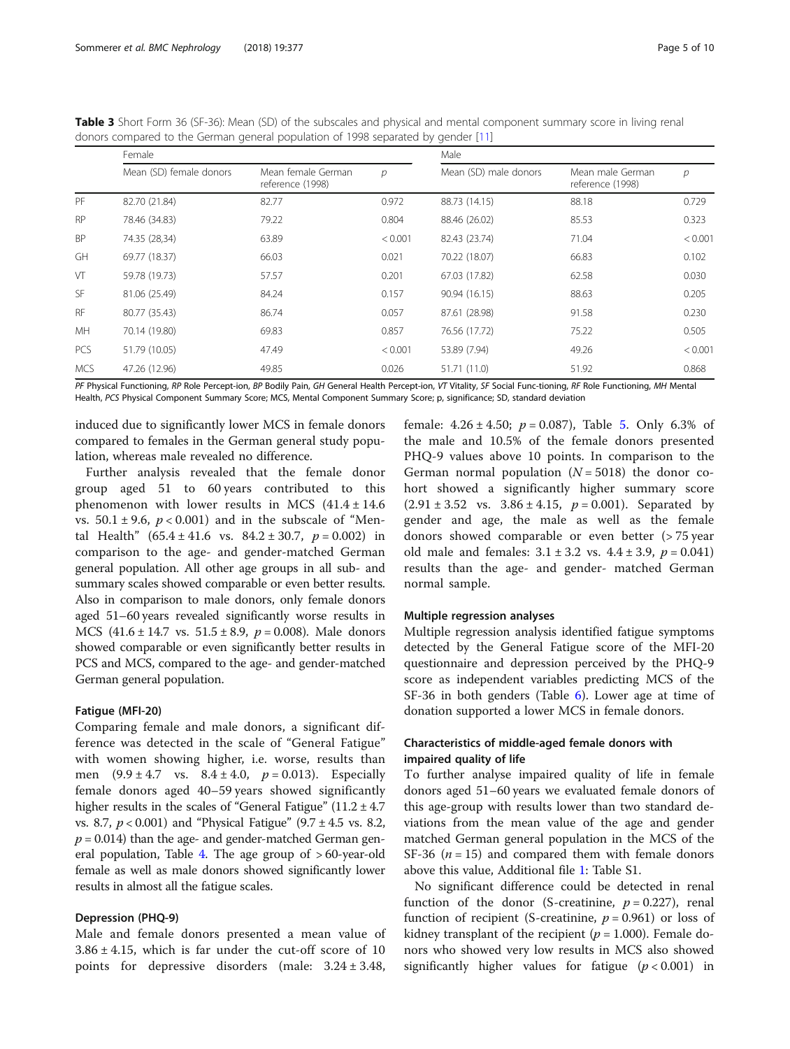**Table 3** Short Form 36 (SF-36): Mean (SD) of the subscales and physical and mental component summary score in living renal donors compared to the German general population of 1998 separated by gender [11]

| | Female | | | Male | | |
|---|---|---|---|---|---|---|
| | Mean (SD) female donors | Mean female German reference (1998) | *p* | Mean (SD) male donors | Mean male German reference (1998) | *p* |
| PF | 82.70 (21.84) | 82.77 | 0.972 | 88.73 (14.15) | 88.18 | 0.729 |
| RP | 78.46 (34.83) | 79.22 | 0.804 | 88.46 (26.02) | 85.53 | 0.323 |
| BP | 74.35 (28,34) | 63.89 | < 0.001 | 82.43 (23.74) | 71.04 | < 0.001 |
| GH | 69.77 (18.37) | 66.03 | 0.021 | 70.22 (18.07) | 66.83 | 0.102 |
| VT | 59.78 (19.73) | 57.57 | 0.201 | 67.03 (17.82) | 62.58 | 0.030 |
| SF | 81.06 (25.49) | 84.24 | 0.157 | 90.94 (16.15) | 88.63 | 0.205 |
| RF | 80.77 (35.43) | 86.74 | 0.057 | 87.61 (28.98) | 91.58 | 0.230 |
| MH | 70.14 (19.80) | 69.83 | 0.857 | 76.56 (17.72) | 75.22 | 0.505 |
| PCS | 51.79 (10.05) | 47.49 | < 0.001 | 53.89 (7.94) | 49.26 | < 0.001 |
| MCS | 47.26 (12.96) | 49.85 | 0.026 | 51.71 (11.0) | 51.92 | 0.868 |

*PF* Physical Functioning, *RP* Role Percept-ion, *BP* Bodily Pain, *GH* General Health Percept-ion, *VT* Vitality, *SF* Social Func-tioning, *RF* Role Functioning, *MH* Mental Health, *PCS* Physical Component Summary Score; MCS, Mental Component Summary Score; p, significance; SD, standard deviation

induced due to significantly lower MCS in female donors compared to females in the German general study population, whereas male revealed no difference.

Further analysis revealed that the female donor group aged 51 to 60 years contributed to this phenomenon with lower results in MCS ($41.4 \pm 14.6$ vs. $50.1 \pm 9.6$, $p < 0.001$) and in the subscale of "Mental Health" ($65.4 \pm 41.6$ vs. $84.2 \pm 30.7$, $p = 0.002$) in comparison to the age- and gender-matched German general population. All other age groups in all sub- and summary scales showed comparable or even better results. Also in comparison to male donors, only female donors aged 51–60 years revealed significantly worse results in MCS ($41.6 \pm 14.7$ vs. $51.5 \pm 8.9$, $p = 0.008$). Male donors showed comparable or even significantly better results in PCS and MCS, compared to the age- and gender-matched German general population.

### Fatigue (MFI-20)

Comparing female and male donors, a significant difference was detected in the scale of "General Fatigue" with women showing higher, i.e. worse, results than men ($9.9 \pm 4.7$ vs. $8.4 \pm 4.0$, $p = 0.013$). Especially female donors aged 40–59 years showed significantly higher results in the scales of "General Fatigue" ($11.2 \pm 4.7$ vs. 8.7, $p < 0.001$) and "Physical Fatigue" ($9.7 \pm 4.5$ vs. 8.2, $p = 0.014$) than the age- and gender-matched German general population, Table 4. The age group of > 60-year-old female as well as male donors showed significantly lower results in almost all the fatigue scales.

### Depression (PHQ-9)

Male and female donors presented a mean value of $3.86 \pm 4.15$, which is far under the cut-off score of 10 points for depressive disorders (male: $3.24 \pm 3.48$, female: $4.26 \pm 4.50$; $p = 0.087$), Table 5. Only 6.3% of the male and 10.5% of the female donors presented PHQ-9 values above 10 points. In comparison to the German normal population ($N = 5018$) the donor cohort showed a significantly higher summary score ($2.91 \pm 3.52$ vs. $3.86 \pm 4.15$, $p = 0.001$). Separated by gender and age, the male as well as the female donors showed comparable or even better (> 75 year old male and females: $3.1 \pm 3.2$ vs. $4.4 \pm 3.9$, $p = 0.041$) results than the age- and gender- matched German normal sample.

### Multiple regression analyses

Multiple regression analysis identified fatigue symptoms detected by the General Fatigue score of the MFI-20 questionnaire and depression perceived by the PHQ-9 score as independent variables predicting MCS of the SF-36 in both genders (Table 6). Lower age at time of donation supported a lower MCS in female donors.

## Characteristics of middle-aged female donors with impaired quality of life

To further analyse impaired quality of life in female donors aged 51–60 years we evaluated female donors of this age-group with results lower than two standard deviations from the mean value of the age and gender matched German general population in the MCS of the SF-36 ($n = 15$) and compared them with female donors above this value, Additional file 1: Table S1.

No significant difference could be detected in renal function of the donor (S-creatinine, $p = 0.227$), renal function of recipient (S-creatinine, $p = 0.961$) or loss of kidney transplant of the recipient ($p = 1.000$). Female donors who showed very low results in MCS also showed significantly higher values for fatigue ($p < 0.001$) in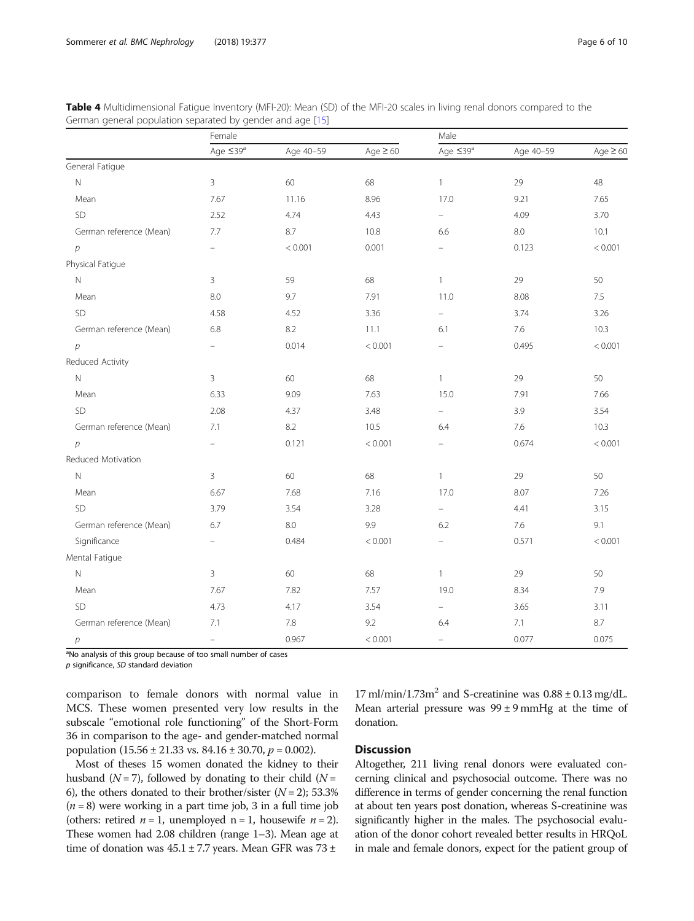**Table 4** Multidimensional Fatigue Inventory (MFI-20): Mean (SD) of the MFI-20 scales in living renal donors compared to the German general population separated by gender and age [15]

| | Female | | | Male | | |
|---|---|---|---|---|---|---|
| | Age ≤39[a] | Age 40–59 | Age ≥ 60 | Age ≤39[a] | Age 40–59 | Age ≥ 60 |
| General Fatigue | | | | | | |
| N | 3 | 60 | 68 | 1 | 29 | 48 |
| Mean | 7.67 | 11.16 | 8.96 | 17.0 | 9.21 | 7.65 |
| SD | 2.52 | 4.74 | 4.43 | – | 4.09 | 3.70 |
| German reference (Mean) | 7.7 | 8.7 | 10.8 | 6.6 | 8.0 | 10.1 |
| *p* | – | < 0.001 | 0.001 | – | 0.123 | < 0.001 |
| Physical Fatigue | | | | | | |
| N | 3 | 59 | 68 | 1 | 29 | 50 |
| Mean | 8.0 | 9.7 | 7.91 | 11.0 | 8.08 | 7.5 |
| SD | 4.58 | 4.52 | 3.36 | – | 3.74 | 3.26 |
| German reference (Mean) | 6.8 | 8.2 | 11.1 | 6.1 | 7.6 | 10.3 |
| *p* | – | 0.014 | < 0.001 | – | 0.495 | < 0.001 |
| Reduced Activity | | | | | | |
| N | 3 | 60 | 68 | 1 | 29 | 50 |
| Mean | 6.33 | 9.09 | 7.63 | 15.0 | 7.91 | 7.66 |
| SD | 2.08 | 4.37 | 3.48 | – | 3.9 | 3.54 |
| German reference (Mean) | 7.1 | 8.2 | 10.5 | 6.4 | 7.6 | 10.3 |
| *p* | – | 0.121 | < 0.001 | – | 0.674 | < 0.001 |
| Reduced Motivation | | | | | | |
| N | 3 | 60 | 68 | 1 | 29 | 50 |
| Mean | 6.67 | 7.68 | 7.16 | 17.0 | 8.07 | 7.26 |
| SD | 3.79 | 3.54 | 3.28 | – | 4.41 | 3.15 |
| German reference (Mean) | 6.7 | 8.0 | 9.9 | 6.2 | 7.6 | 9.1 |
| Significance | – | 0.484 | < 0.001 | – | 0.571 | < 0.001 |
| Mental Fatigue | | | | | | |
| N | 3 | 60 | 68 | 1 | 29 | 50 |
| Mean | 7.67 | 7.82 | 7.57 | 19.0 | 8.34 | 7.9 |
| SD | 4.73 | 4.17 | 3.54 | – | 3.65 | 3.11 |
| German reference (Mean) | 7.1 | 7.8 | 9.2 | 6.4 | 7.1 | 8.7 |
| *p* | – | 0.967 | < 0.001 | – | 0.077 | 0.075 |

[a]No analysis of this group because of too small number of cases
*p* significance, *SD* standard deviation

comparison to female donors with normal value in MCS. These women presented very low results in the subscale "emotional role functioning" of the Short-Form 36 in comparison to the age- and gender-matched normal population (15.56 ± 21.33 vs. 84.16 ± 30.70, $p = 0.002$).

Most of theses 15 women donated the kidney to their husband ($N = 7$), followed by donating to their child ($N = 6$), the others donated to their brother/sister ($N = 2$); 53.3% ($n = 8$) were working in a part time job, 3 in a full time job (others: retired $n = 1$, unemployed $n = 1$, housewife $n = 2$). These women had 2.08 children (range 1–3). Mean age at time of donation was 45.1 ± 7.7 years. Mean GFR was 73 ± 17 ml/min/1.73m$^2$ and S-creatinine was 0.88 ± 0.13 mg/dL. Mean arterial pressure was 99 ± 9 mmHg at the time of donation.

## Discussion

Altogether, 211 living renal donors were evaluated concerning clinical and psychosocial outcome. There was no difference in terms of gender concerning the renal function at about ten years post donation, whereas S-creatinine was significantly higher in the males. The psychosocial evaluation of the donor cohort revealed better results in HRQoL in male and female donors, expect for the patient group of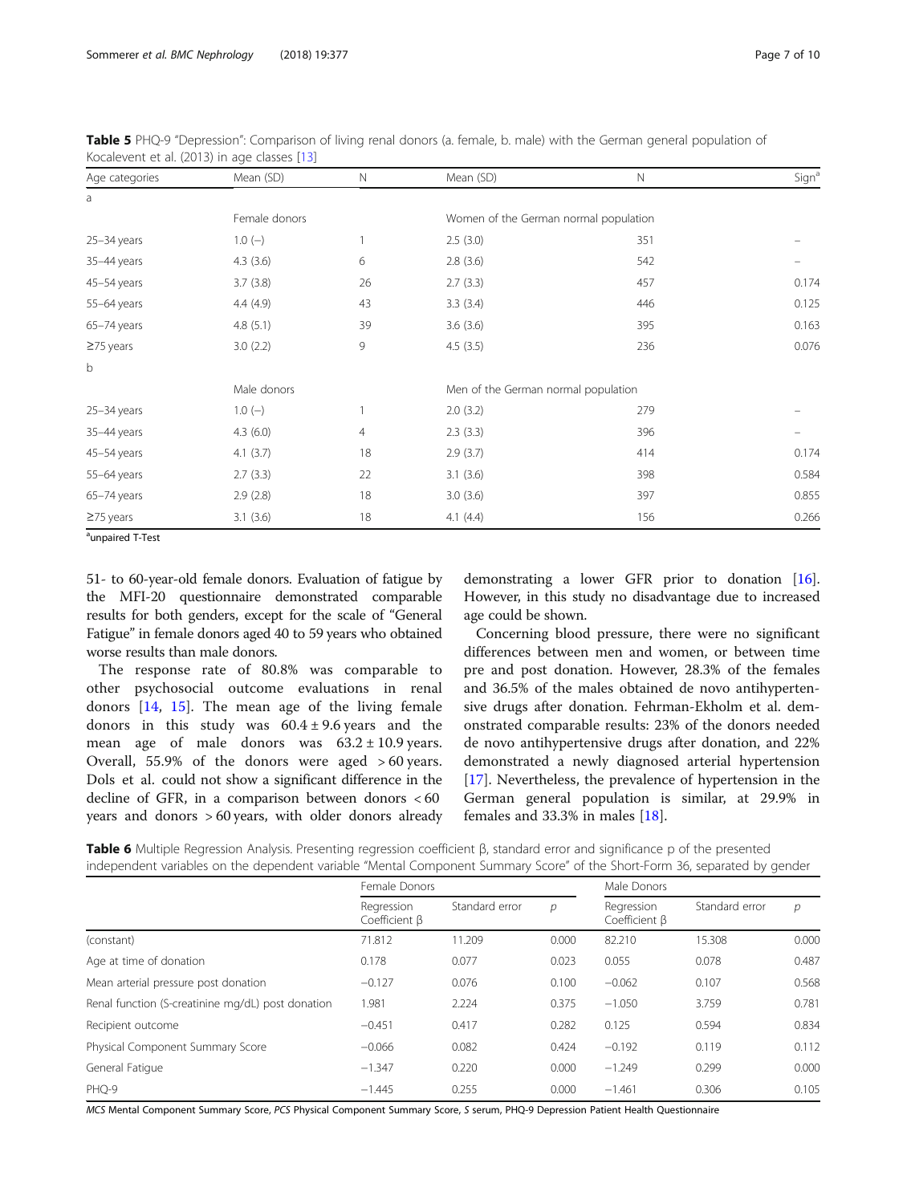**Table 5** PHQ-9 "Depression": Comparison of living renal donors (a. female, b. male) with the German general population of Kocalevent et al. (2013) in age classes [13]

| Age categories | Mean (SD) | N | Mean (SD) | N | Sign[a] |
|---|---|---|---|---|---|
| a | | | | | |
| | Female donors | | Women of the German normal population | | |
| 25–34 years | 1.0 (–) | 1 | 2.5 (3.0) | 351 | – |
| 35–44 years | 4.3 (3.6) | 6 | 2.8 (3.6) | 542 | – |
| 45–54 years | 3.7 (3.8) | 26 | 2.7 (3.3) | 457 | 0.174 |
| 55–64 years | 4.4 (4.9) | 43 | 3.3 (3.4) | 446 | 0.125 |
| 65–74 years | 4.8 (5.1) | 39 | 3.6 (3.6) | 395 | 0.163 |
| ≥75 years | 3.0 (2.2) | 9 | 4.5 (3.5) | 236 | 0.076 |
| b | | | | | |
| | Male donors | | Men of the German normal population | | |
| 25–34 years | 1.0 (–) | 1 | 2.0 (3.2) | 279 | – |
| 35–44 years | 4.3 (6.0) | 4 | 2.3 (3.3) | 396 | – |
| 45–54 years | 4.1 (3.7) | 18 | 2.9 (3.7) | 414 | 0.174 |
| 55–64 years | 2.7 (3.3) | 22 | 3.1 (3.6) | 398 | 0.584 |
| 65–74 years | 2.9 (2.8) | 18 | 3.0 (3.6) | 397 | 0.855 |
| ≥75 years | 3.1 (3.6) | 18 | 4.1 (4.4) | 156 | 0.266 |

[a]unpaired T-Test

51- to 60-year-old female donors. Evaluation of fatigue by the MFI-20 questionnaire demonstrated comparable results for both genders, except for the scale of "General Fatigue" in female donors aged 40 to 59 years who obtained worse results than male donors.

The response rate of 80.8% was comparable to other psychosocial outcome evaluations in renal donors [14, 15]. The mean age of the living female donors in this study was $60.4 \pm 9.6$ years and the mean age of male donors was $63.2 \pm 10.9$ years. Overall, 55.9% of the donors were aged > 60 years. Dols et al. could not show a significant difference in the decline of GFR, in a comparison between donors < 60 years and donors > 60 years, with older donors already demonstrating a lower GFR prior to donation [16]. However, in this study no disadvantage due to increased age could be shown.

Concerning blood pressure, there were no significant differences between men and women, or between time pre and post donation. However, 28.3% of the females and 36.5% of the males obtained de novo antihypertensive drugs after donation. Fehrman-Ekholm et al. demonstrated comparable results: 23% of the donors needed de novo antihypertensive drugs after donation, and 22% demonstrated a newly diagnosed arterial hypertension [17]. Nevertheless, the prevalence of hypertension in the German general population is similar, at 29.9% in females and 33.3% in males [18].

**Table 6** Multiple Regression Analysis. Presenting regression coefficient β, standard error and significance p of the presented independent variables on the dependent variable "Mental Component Summary Score" of the Short-Form 36, separated by gender

| | Female Donors | | | Male Donors | | |
|---|---|---|---|---|---|---|
| | Regression Coefficient β | Standard error | p | Regression Coefficient β | Standard error | p |
| (constant) | 71.812 | 11.209 | 0.000 | 82.210 | 15.308 | 0.000 |
| Age at time of donation | 0.178 | 0.077 | 0.023 | 0.055 | 0.078 | 0.487 |
| Mean arterial pressure post donation | −0.127 | 0.076 | 0.100 | −0.062 | 0.107 | 0.568 |
| Renal function (S-creatinine mg/dL) post donation | 1.981 | 2.224 | 0.375 | −1.050 | 3.759 | 0.781 |
| Recipient outcome | −0.451 | 0.417 | 0.282 | 0.125 | 0.594 | 0.834 |
| Physical Component Summary Score | −0.066 | 0.082 | 0.424 | −0.192 | 0.119 | 0.112 |
| General Fatigue | −1.347 | 0.220 | 0.000 | −1.249 | 0.299 | 0.000 |
| PHQ-9 | −1.445 | 0.255 | 0.000 | −1.461 | 0.306 | 0.105 |

*MCS* Mental Component Summary Score, *PCS* Physical Component Summary Score, *S* serum, PHQ-9 Depression Patient Health Questionnaire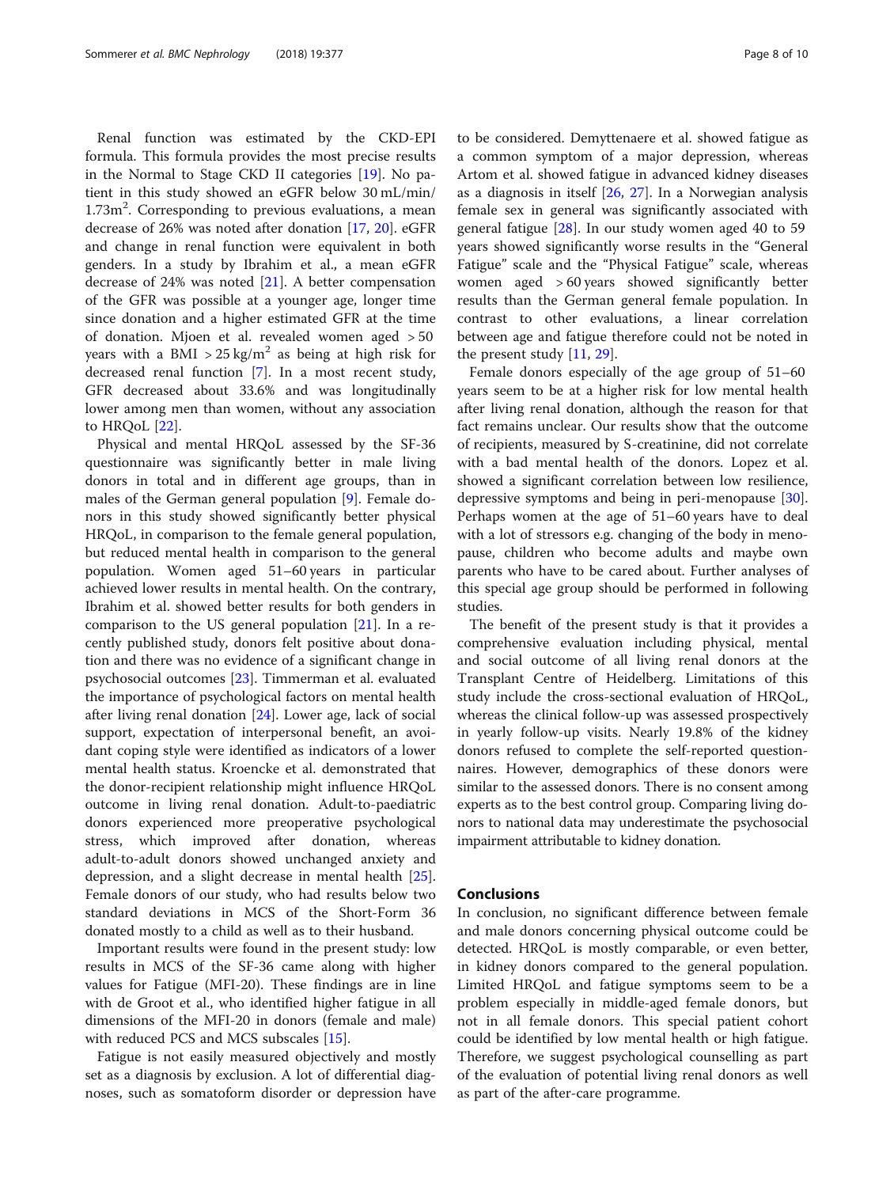Renal function was estimated by the CKD-EPI formula. This formula provides the most precise results in the Normal to Stage CKD II categories [19]. No patient in this study showed an eGFR below 30 mL/min/1.73m$^2$. Corresponding to previous evaluations, a mean decrease of 26% was noted after donation [17, 20]. eGFR and change in renal function were equivalent in both genders. In a study by Ibrahim et al., a mean eGFR decrease of 24% was noted [21]. A better compensation of the GFR was possible at a younger age, longer time since donation and a higher estimated GFR at the time of donation. Mjoen et al. revealed women aged > 50 years with a BMI > 25 kg/m$^2$ as being at high risk for decreased renal function [7]. In a most recent study, GFR decreased about 33.6% and was longitudinally lower among men than women, without any association to HRQoL [22].

Physical and mental HRQoL assessed by the SF-36 questionnaire was significantly better in male living donors in total and in different age groups, than in males of the German general population [9]. Female donors in this study showed significantly better physical HRQoL, in comparison to the female general population, but reduced mental health in comparison to the general population. Women aged 51–60 years in particular achieved lower results in mental health. On the contrary, Ibrahim et al. showed better results for both genders in comparison to the US general population [21]. In a recently published study, donors felt positive about donation and there was no evidence of a significant change in psychosocial outcomes [23]. Timmerman et al. evaluated the importance of psychological factors on mental health after living renal donation [24]. Lower age, lack of social support, expectation of interpersonal benefit, an avoidant coping style were identified as indicators of a lower mental health status. Kroencke et al. demonstrated that the donor-recipient relationship might influence HRQoL outcome in living renal donation. Adult-to-paediatric donors experienced more preoperative psychological stress, which improved after donation, whereas adult-to-adult donors showed unchanged anxiety and depression, and a slight decrease in mental health [25]. Female donors of our study, who had results below two standard deviations in MCS of the Short-Form 36 donated mostly to a child as well as to their husband.

Important results were found in the present study: low results in MCS of the SF-36 came along with higher values for Fatigue (MFI-20). These findings are in line with de Groot et al., who identified higher fatigue in all dimensions of the MFI-20 in donors (female and male) with reduced PCS and MCS subscales [15].

Fatigue is not easily measured objectively and mostly set as a diagnosis by exclusion. A lot of differential diagnoses, such as somatoform disorder or depression have to be considered. Demyttenaere et al. showed fatigue as a common symptom of a major depression, whereas Artom et al. showed fatigue in advanced kidney diseases as a diagnosis in itself [26, 27]. In a Norwegian analysis female sex in general was significantly associated with general fatigue [28]. In our study women aged 40 to 59 years showed significantly worse results in the "General Fatigue" scale and the "Physical Fatigue" scale, whereas women aged > 60 years showed significantly better results than the German general female population. In contrast to other evaluations, a linear correlation between age and fatigue therefore could not be noted in the present study [11, 29].

Female donors especially of the age group of 51–60 years seem to be at a higher risk for low mental health after living renal donation, although the reason for that fact remains unclear. Our results show that the outcome of recipients, measured by S-creatinine, did not correlate with a bad mental health of the donors. Lopez et al. showed a significant correlation between low resilience, depressive symptoms and being in peri-menopause [30]. Perhaps women at the age of 51–60 years have to deal with a lot of stressors e.g. changing of the body in menopause, children who become adults and maybe own parents who have to be cared about. Further analyses of this special age group should be performed in following studies.

The benefit of the present study is that it provides a comprehensive evaluation including physical, mental and social outcome of all living renal donors at the Transplant Centre of Heidelberg. Limitations of this study include the cross-sectional evaluation of HRQoL, whereas the clinical follow-up was assessed prospectively in yearly follow-up visits. Nearly 19.8% of the kidney donors refused to complete the self-reported questionnaires. However, demographics of these donors were similar to the assessed donors. There is no consent among experts as to the best control group. Comparing living donors to national data may underestimate the psychosocial impairment attributable to kidney donation.

## Conclusions

In conclusion, no significant difference between female and male donors concerning physical outcome could be detected. HRQoL is mostly comparable, or even better, in kidney donors compared to the general population. Limited HRQoL and fatigue symptoms seem to be a problem especially in middle-aged female donors, but not in all female donors. This special patient cohort could be identified by low mental health or high fatigue. Therefore, we suggest psychological counselling as part of the evaluation of potential living renal donors as well as part of the after-care programme.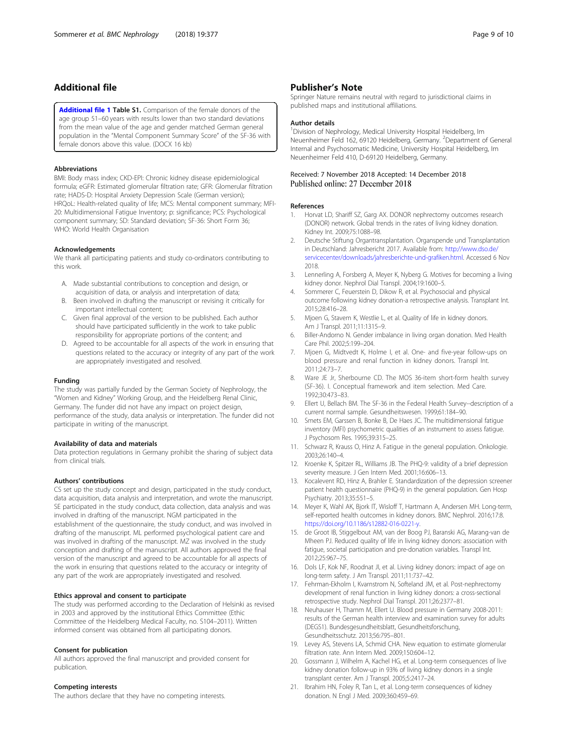## Additional file

**Additional file 1** **Table S1.** Comparison of the female donors of the age group 51–60 years with results lower than two standard deviations from the mean value of the age and gender matched German general population in the "Mental Component Summary Score" of the SF-36 with female donors above this value. (DOCX 16 kb)

### Abbreviations

BMI: Body mass index; CKD-EPI: Chronic kidney disease epidemiological formula; eGFR: Estimated glomerular filtration rate; GFR: Glomerular filtration rate; HADS-D: Hospital Anxiety Depression Scale (German version); HRQoL: Health-related quality of life; MCS: Mental component summary; MFI-20: Multidimensional Fatigue Inventory; p: significance; PCS: Psychological component summary; SD: Standard deviation; SF-36: Short Form 36; WHO: World Health Organisation

### Acknowledgements

We thank all participating patients and study co-ordinators contributing to this work.

A. Made substantial contributions to conception and design, or acquisition of data, or analysis and interpretation of data;
B. Been involved in drafting the manuscript or revising it critically for important intellectual content;
C. Given final approval of the version to be published. Each author should have participated sufficiently in the work to take public responsibility for appropriate portions of the content; and
D. Agreed to be accountable for all aspects of the work in ensuring that questions related to the accuracy or integrity of any part of the work are appropriately investigated and resolved.

### Funding

The study was partially funded by the German Society of Nephrology, the "Women and Kidney" Working Group, and the Heidelberg Renal Clinic, Germany. The funder did not have any impact on project design, performance of the study, data analysis or interpretation. The funder did not participate in writing of the manuscript.

### Availability of data and materials

Data protection regulations in Germany prohibit the sharing of subject data from clinical trials.

### Authors' contributions

CS set up the study concept and design, participated in the study conduct, data acquisition, data analysis and interpretation, and wrote the manuscript. SE participated in the study conduct, data collection, data analysis and was involved in drafting of the manuscript. NGM participated in the establishment of the questionnaire, the study conduct, and was involved in drafting of the manuscript. ML performed psychological patient care and was involved in drafting of the manuscript. MZ was involved in the study conception and drafting of the manuscript. All authors approved the final version of the manuscript and agreed to be accountable for all aspects of the work in ensuring that questions related to the accuracy or integrity of any part of the work are appropriately investigated and resolved.

### Ethics approval and consent to participate

The study was performed according to the Declaration of Helsinki as revised in 2003 and approved by the institutional Ethics Committee (Ethic Committee of the Heidelberg Medical Faculty, no. S104–2011). Written informed consent was obtained from all participating donors.

### Consent for publication

All authors approved the final manuscript and provided consent for publication.

### Competing interests

The authors declare that they have no competing interests.

## Publisher's Note

Springer Nature remains neutral with regard to jurisdictional claims in published maps and institutional affiliations.

### Author details

[1]Division of Nephrology, Medical University Hospital Heidelberg, Im Neuenheimer Feld 162, 69120 Heidelberg, Germany. [2]Department of General Internal and Psychosomatic Medicine, University Hospital Heidelberg, Im Neuenheimer Feld 410, D-69120 Heidelberg, Germany.

Received: 7 November 2018 Accepted: 14 December 2018
Published online: 27 December 2018

### References

1. Horvat LD, Shariff SZ, Garg AX. DONOR nephrectomy outcomes research (DONOR) network. Global trends in the rates of living kidney donation. Kidney Int. 2009;75:1088–98.
2. Deutsche Stiftung Organtransplantation. Organspende und Transplantation in Deutschland: Jahresbericht 2017. Available from: http://www.dso.de/servicecenter/downloads/jahresberichte-und-grafiken.html. Accessed 6 Nov 2018.
3. Lennerling A, Forsberg A, Meyer K, Nyberg G. Motives for becoming a living kidney donor. Nephrol Dial Transpl. 2004;19:1600–5.
4. Sommerer C, Feuerstein D, Dikow R, et al. Psychosocial and physical outcome following kidney donation-a retrospective analysis. Transplant Int. 2015;28:416–28.
5. Mjoen G, Stavem K, Westlie L, et al. Quality of life in kidney donors. Am J Transpl. 2011;11:1315–9.
6. Biller-Andorno N. Gender imbalance in living organ donation. Med Health Care Phil. 2002;5:199–204.
7. Mjoen G, Midtvedt K, Holme I, et al. One- and five-year follow-ups on blood pressure and renal function in kidney donors. Transpl Int. 2011;24:73–7.
8. Ware JE Jr, Sherbourne CD. The MOS 36-item short-form health survey (SF-36). I. Conceptual framework and item selection. Med Care. 1992;30:473–83.
9. Ellert U, Bellach BM. The SF-36 in the Federal Health Survey--description of a current normal sample. Gesundheitswesen. 1999;61:184–90.
10. Smets EM, Garssen B, Bonke B, De Haes JC. The multidimensional fatigue inventory (MFI) psychometric qualities of an instrument to assess fatigue. J Psychosom Res. 1995;39:315–25.
11. Schwarz R, Krauss O, Hinz A. Fatigue in the general population. Onkologie. 2003;26:140–4.
12. Kroenke K, Spitzer RL, Williams JB. The PHQ-9: validity of a brief depression severity measure. J Gen Intern Med. 2001;16:606–13.
13. Kocalevent RD, Hinz A, Brahler E. Standardization of the depression screener patient health questionnaire (PHQ-9) in the general population. Gen Hosp Psychiatry. 2013;35:551–5.
14. Meyer K, Wahl AK, Bjork IT, Wisloff T, Hartmann A, Andersen MH. Long-term, self-reported health outcomes in kidney donors. BMC Nephrol. 2016;17:8. https://doi.org/10.1186/s12882-016-0221-y.
15. de Groot IB, Stiggelbout AM, van der Boog PJ, Baranski AG, Marang-van de Mheen PJ. Reduced quality of life in living kidney donors: association with fatigue, societal participation and pre-donation variables. Transpl Int. 2012;25:967–75.
16. Dols LF, Kok NF, Roodnat JI, et al. Living kidney donors: impact of age on long-term safety. J Am Transpl. 2011;11:737–42.
17. Fehrman-Ekholm I, Kvarnstrom N, Softeland JM, et al. Post-nephrectomy development of renal function in living kidney donors: a cross-sectional retrospective study. Nephrol Dial Transpl. 2011;26:2377–81.
18. Neuhauser H, Thamm M, Ellert U. Blood pressure in Germany 2008-2011: results of the German health interview and examination survey for adults (DEGS1). Bundesgesundheitsblatt, Gesundheitsforschung, Gesundheitsschutz. 2013;56:795–801.
19. Levey AS, Stevens LA, Schmid CHA. New equation to estimate glomerular filtration rate. Ann Intern Med. 2009;150:604–12.
20. Gossmann J, Wilhelm A, Kachel HG, et al. Long-term consequences of live kidney donation follow-up in 93% of living kidney donors in a single transplant center. Am J Transpl. 2005;5:2417–24.
21. Ibrahim HN, Foley R, Tan L, et al. Long-term consequences of kidney donation. N Engl J Med. 2009;360:459–69.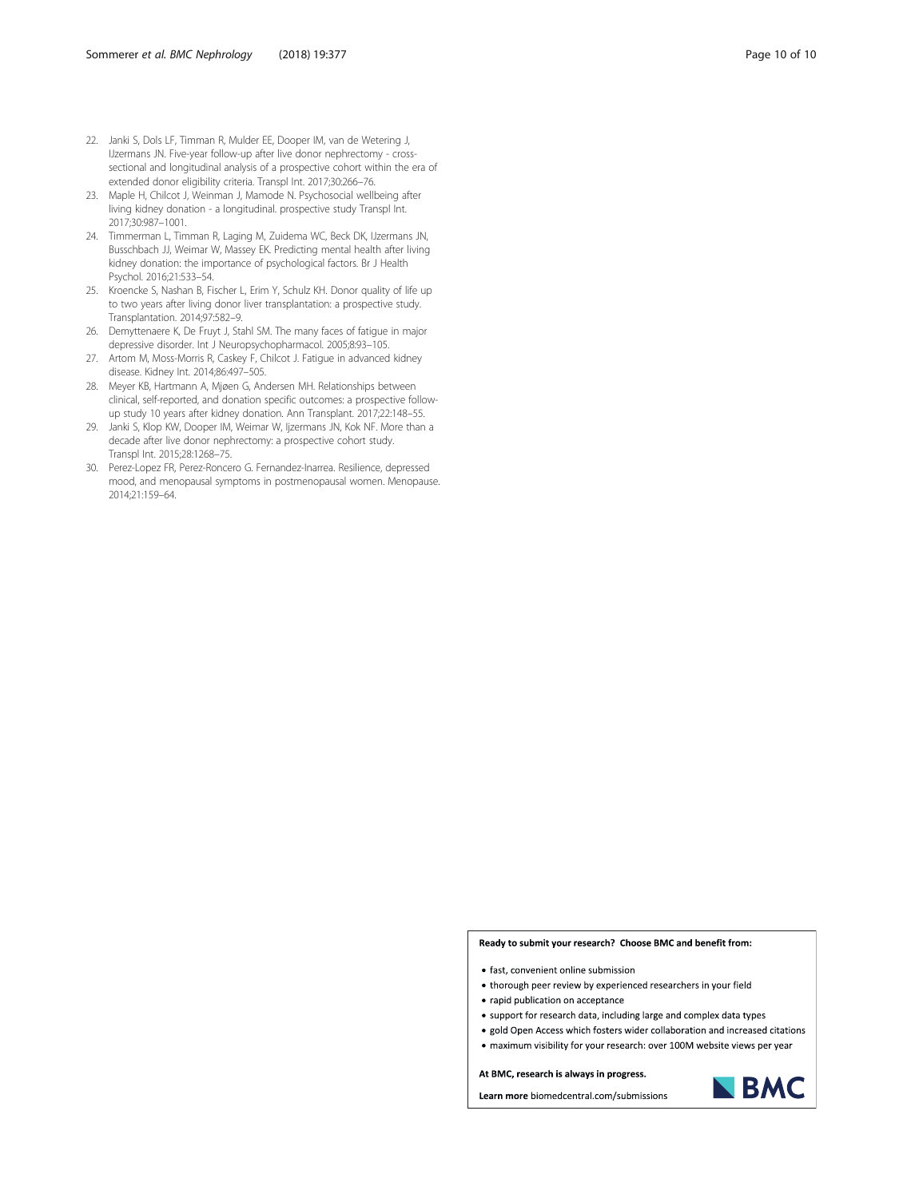22. Janki S, Dols LF, Timman R, Mulder EE, Dooper IM, van de Wetering J, IJzermans JN. Five-year follow-up after live donor nephrectomy - cross-sectional and longitudinal analysis of a prospective cohort within the era of extended donor eligibility criteria. Transpl Int. 2017;30:266–76.
23. Maple H, Chilcot J, Weinman J, Mamode N. Psychosocial wellbeing after living kidney donation - a longitudinal. prospective study Transpl Int. 2017;30:987–1001.
24. Timmerman L, Timman R, Laging M, Zuidema WC, Beck DK, IJzermans JN, Busschbach JJ, Weimar W, Massey EK. Predicting mental health after living kidney donation: the importance of psychological factors. Br J Health Psychol. 2016;21:533–54.
25. Kroencke S, Nashan B, Fischer L, Erim Y, Schulz KH. Donor quality of life up to two years after living donor liver transplantation: a prospective study. Transplantation. 2014;97:582–9.
26. Demyttenaere K, De Fruyt J, Stahl SM. The many faces of fatigue in major depressive disorder. Int J Neuropsychopharmacol. 2005;8:93–105.
27. Artom M, Moss-Morris R, Caskey F, Chilcot J. Fatigue in advanced kidney disease. Kidney Int. 2014;86:497–505.
28. Meyer KB, Hartmann A, Mjøen G, Andersen MH. Relationships between clinical, self-reported, and donation specific outcomes: a prospective follow-up study 10 years after kidney donation. Ann Transplant. 2017;22:148–55.
29. Janki S, Klop KW, Dooper IM, Weimar W, Ijzermans JN, Kok NF. More than a decade after live donor nephrectomy: a prospective cohort study. Transpl Int. 2015;28:1268–75.
30. Perez-Lopez FR, Perez-Roncero G. Fernandez-Inarrea. Resilience, depressed mood, and menopausal symptoms in postmenopausal women. Menopause. 2014;21:159–64.

**Ready to submit your research? Choose BMC and benefit from:**

- fast, convenient online submission
- thorough peer review by experienced researchers in your field
- rapid publication on acceptance
- support for research data, including large and complex data types
- gold Open Access which fosters wider collaboration and increased citations
- maximum visibility for your research: over 100M website views per year

**At BMC, research is always in progress.**

**Learn more** biomedcentral.com/submissions

BMC